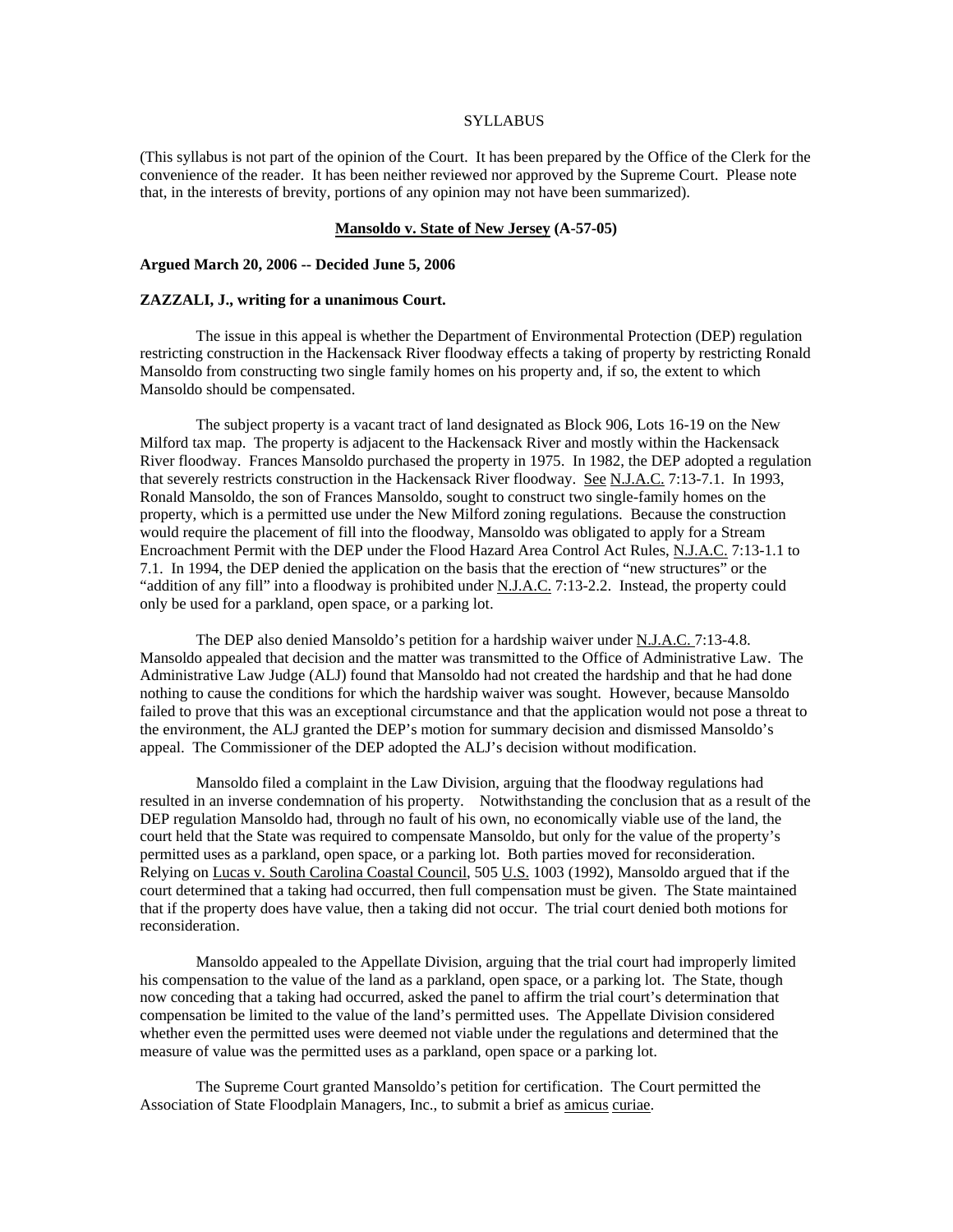SYLLABUS

(This syllabus is not part of the opinion of the Court. It has been prepared by the Office of the Clerk for the convenience of the reader. It has been neither reviewed nor approved by the Supreme Court. Please note that, in the interests of brevity, portions of any opinion may not have been summarized).

**Mansoldo v. State of New Jersey (A-57-05)**

**Argued March 20, 2006 -- Decided June 5, 2006**

**ZAZZALI, J., writing for a unanimous Court.**

The issue in this appeal is whether the Department of Environmental Protection (DEP) regulation restricting construction in the Hackensack River floodway effects a taking of property by restricting Ronald Mansoldo from constructing two single family homes on his property and, if so, the extent to which Mansoldo should be compensated.

The subject property is a vacant tract of land designated as Block 906, Lots 16-19 on the New Milford tax map. The property is adjacent to the Hackensack River and mostly within the Hackensack River floodway. Frances Mansoldo purchased the property in 1975. In 1982, the DEP adopted a regulation that severely restricts construction in the Hackensack River floodway. See N.J.A.C. 7:13-7.1. In 1993, Ronald Mansoldo, the son of Frances Mansoldo, sought to construct two single-family homes on the property, which is a permitted use under the New Milford zoning regulations. Because the construction would require the placement of fill into the floodway, Mansoldo was obligated to apply for a Stream Encroachment Permit with the DEP under the Flood Hazard Area Control Act Rules, N.J.A.C. 7:13-1.1 to 7.1. In 1994, the DEP denied the application on the basis that the erection of "new structures" or the "addition of any fill" into a floodway is prohibited under N.J.A.C. 7:13-2.2. Instead, the property could only be used for a parkland, open space, or a parking lot.

The DEP also denied Mansoldo's petition for a hardship waiver under N.J.A.C. 7:13-4.8. Mansoldo appealed that decision and the matter was transmitted to the Office of Administrative Law. The Administrative Law Judge (ALJ) found that Mansoldo had not created the hardship and that he had done nothing to cause the conditions for which the hardship waiver was sought. However, because Mansoldo failed to prove that this was an exceptional circumstance and that the application would not pose a threat to the environment, the ALJ granted the DEP's motion for summary decision and dismissed Mansoldo's appeal. The Commissioner of the DEP adopted the ALJ's decision without modification.

Mansoldo filed a complaint in the Law Division, arguing that the floodway regulations had resulted in an inverse condemnation of his property. Notwithstanding the conclusion that as a result of the DEP regulation Mansoldo had, through no fault of his own, no economically viable use of the land, the court held that the State was required to compensate Mansoldo, but only for the value of the property's permitted uses as a parkland, open space, or a parking lot. Both parties moved for reconsideration. Relying on Lucas v. South Carolina Coastal Council, 505 U.S. 1003 (1992), Mansoldo argued that if the court determined that a taking had occurred, then full compensation must be given. The State maintained that if the property does have value, then a taking did not occur. The trial court denied both motions for reconsideration.

Mansoldo appealed to the Appellate Division, arguing that the trial court had improperly limited his compensation to the value of the land as a parkland, open space, or a parking lot. The State, though now conceding that a taking had occurred, asked the panel to affirm the trial court's determination that compensation be limited to the value of the land's permitted uses. The Appellate Division considered whether even the permitted uses were deemed not viable under the regulations and determined that the measure of value was the permitted uses as a parkland, open space or a parking lot.

The Supreme Court granted Mansoldo's petition for certification. The Court permitted the Association of State Floodplain Managers, Inc., to submit a brief as amicus curiae.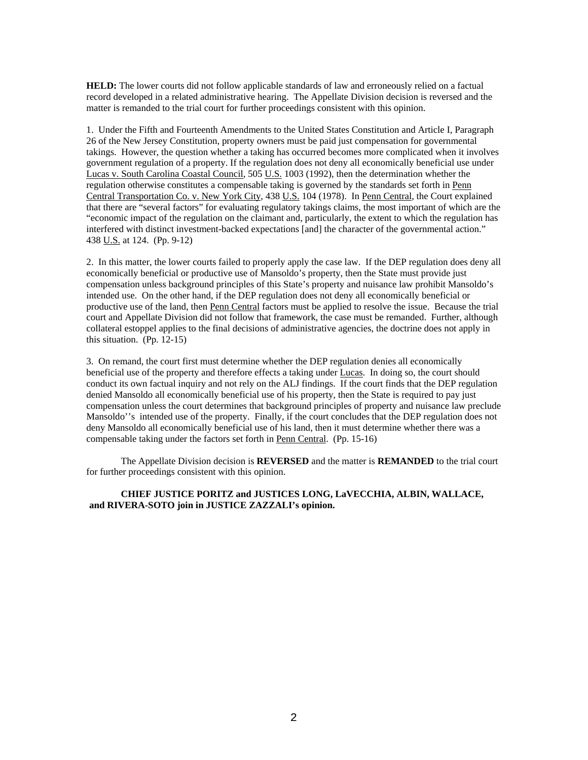**HELD:** The lower courts did not follow applicable standards of law and erroneously relied on a factual record developed in a related administrative hearing. The Appellate Division decision is reversed and the matter is remanded to the trial court for further proceedings consistent with this opinion.

1. Under the Fifth and Fourteenth Amendments to the United States Constitution and Article I, Paragraph 26 of the New Jersey Constitution, property owners must be paid just compensation for governmental takings. However, the question whether a taking has occurred becomes more complicated when it involves government regulation of a property. If the regulation does not deny all economically beneficial use under Lucas v. South Carolina Coastal Council, 505 U.S. 1003 (1992), then the determination whether the regulation otherwise constitutes a compensable taking is governed by the standards set forth in Penn Central Transportation Co. v. New York City, 438 U.S. 104 (1978). In Penn Central, the Court explained that there are "several factors" for evaluating regulatory takings claims, the most important of which are the "economic impact of the regulation on the claimant and, particularly, the extent to which the regulation has interfered with distinct investment-backed expectations [and] the character of the governmental action." 438 U.S. at 124. (Pp. 9-12)

2. In this matter, the lower courts failed to properly apply the case law. If the DEP regulation does deny all economically beneficial or productive use of Mansoldo's property, then the State must provide just compensation unless background principles of this State's property and nuisance law prohibit Mansoldo's intended use. On the other hand, if the DEP regulation does not deny all economically beneficial or productive use of the land, then Penn Central factors must be applied to resolve the issue. Because the trial court and Appellate Division did not follow that framework, the case must be remanded. Further, although collateral estoppel applies to the final decisions of administrative agencies, the doctrine does not apply in this situation. (Pp. 12-15)

3. On remand, the court first must determine whether the DEP regulation denies all economically beneficial use of the property and therefore effects a taking under Lucas. In doing so, the court should conduct its own factual inquiry and not rely on the ALJ findings. If the court finds that the DEP regulation denied Mansoldo all economically beneficial use of his property, then the State is required to pay just compensation unless the court determines that background principles of property and nuisance law preclude Mansoldo''s intended use of the property. Finally, if the court concludes that the DEP regulation does not deny Mansoldo all economically beneficial use of his land, then it must determine whether there was a compensable taking under the factors set forth in Penn Central. (Pp. 15-16)

The Appellate Division decision is **REVERSED** and the matter is **REMANDED** to the trial court for further proceedings consistent with this opinion.

**CHIEF JUSTICE PORITZ and JUSTICES LONG, LaVECCHIA, ALBIN, WALLACE, and RIVERA-SOTO join in JUSTICE ZAZZALI's opinion.**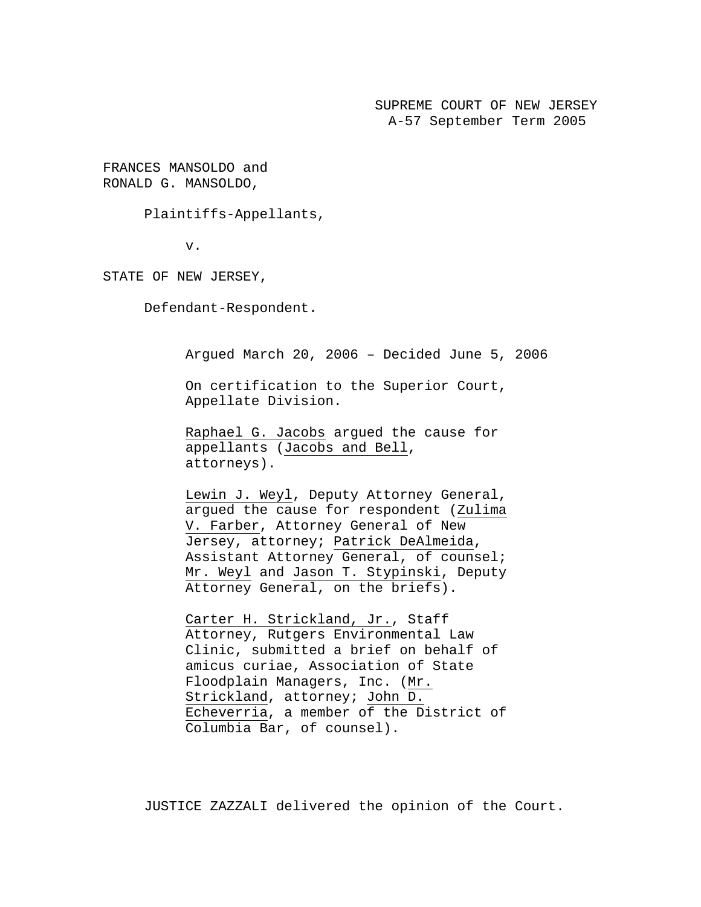SUPREME COURT OF NEW JERSEY
A-57 September Term 2005

FRANCES MANSOLDO and
RONALD G. MANSOLDO,

Plaintiffs-Appellants,

v.

STATE OF NEW JERSEY,

Defendant-Respondent.

Argued March 20, 2006 – Decided June 5, 2006

On certification to the Superior Court, Appellate Division.

Raphael G. Jacobs argued the cause for appellants (Jacobs and Bell, attorneys).

Lewin J. Weyl, Deputy Attorney General, argued the cause for respondent (Zulima V. Farber, Attorney General of New Jersey, attorney; Patrick DeAlmeida, Assistant Attorney General, of counsel; Mr. Weyl and Jason T. Stypinski, Deputy Attorney General, on the briefs).

Carter H. Strickland, Jr., Staff Attorney, Rutgers Environmental Law Clinic, submitted a brief on behalf of amicus curiae, Association of State Floodplain Managers, Inc. (Mr. Strickland, attorney; John D. Echeverria, a member of the District of Columbia Bar, of counsel).

JUSTICE ZAZZALI delivered the opinion of the Court.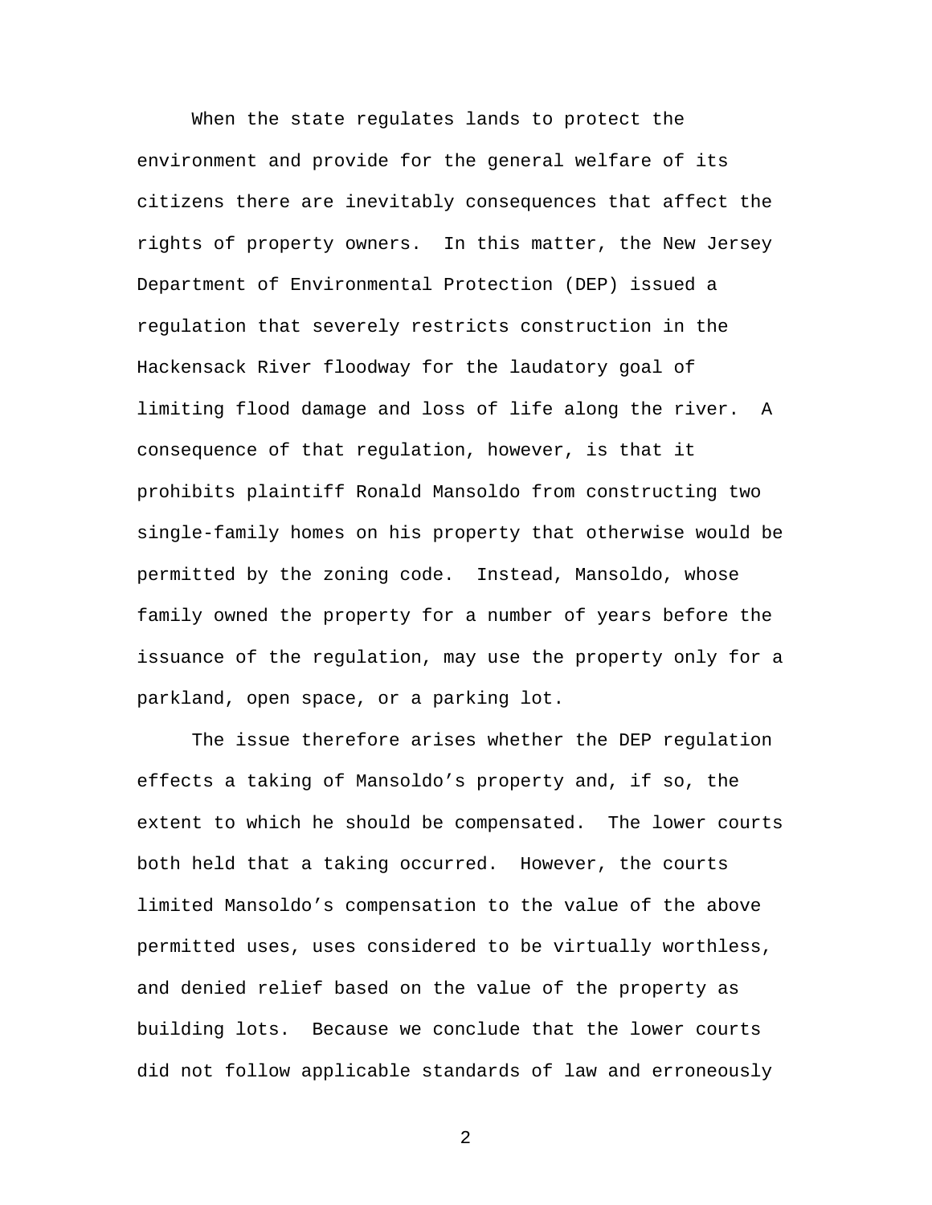When the state regulates lands to protect the environment and provide for the general welfare of its citizens there are inevitably consequences that affect the rights of property owners. In this matter, the New Jersey Department of Environmental Protection (DEP) issued a regulation that severely restricts construction in the Hackensack River floodway for the laudatory goal of limiting flood damage and loss of life along the river. A consequence of that regulation, however, is that it prohibits plaintiff Ronald Mansoldo from constructing two single-family homes on his property that otherwise would be permitted by the zoning code. Instead, Mansoldo, whose family owned the property for a number of years before the issuance of the regulation, may use the property only for a parkland, open space, or a parking lot.

The issue therefore arises whether the DEP regulation effects a taking of Mansoldo's property and, if so, the extent to which he should be compensated. The lower courts both held that a taking occurred. However, the courts limited Mansoldo's compensation to the value of the above permitted uses, uses considered to be virtually worthless, and denied relief based on the value of the property as building lots. Because we conclude that the lower courts did not follow applicable standards of law and erroneously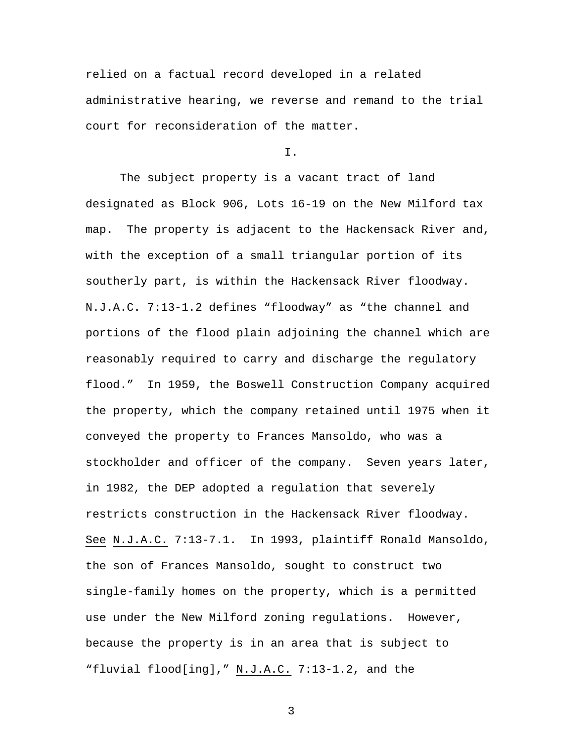relied on a factual record developed in a related administrative hearing, we reverse and remand to the trial court for reconsideration of the matter.

I.

The subject property is a vacant tract of land designated as Block 906, Lots 16-19 on the New Milford tax map. The property is adjacent to the Hackensack River and, with the exception of a small triangular portion of its southerly part, is within the Hackensack River floodway. N.J.A.C. 7:13-1.2 defines "floodway" as "the channel and portions of the flood plain adjoining the channel which are reasonably required to carry and discharge the regulatory flood." In 1959, the Boswell Construction Company acquired the property, which the company retained until 1975 when it conveyed the property to Frances Mansoldo, who was a stockholder and officer of the company. Seven years later, in 1982, the DEP adopted a regulation that severely restricts construction in the Hackensack River floodway. See N.J.A.C. 7:13-7.1. In 1993, plaintiff Ronald Mansoldo, the son of Frances Mansoldo, sought to construct two single-family homes on the property, which is a permitted use under the New Milford zoning regulations. However, because the property is in an area that is subject to "fluvial flood[ing]," N.J.A.C. 7:13-1.2, and the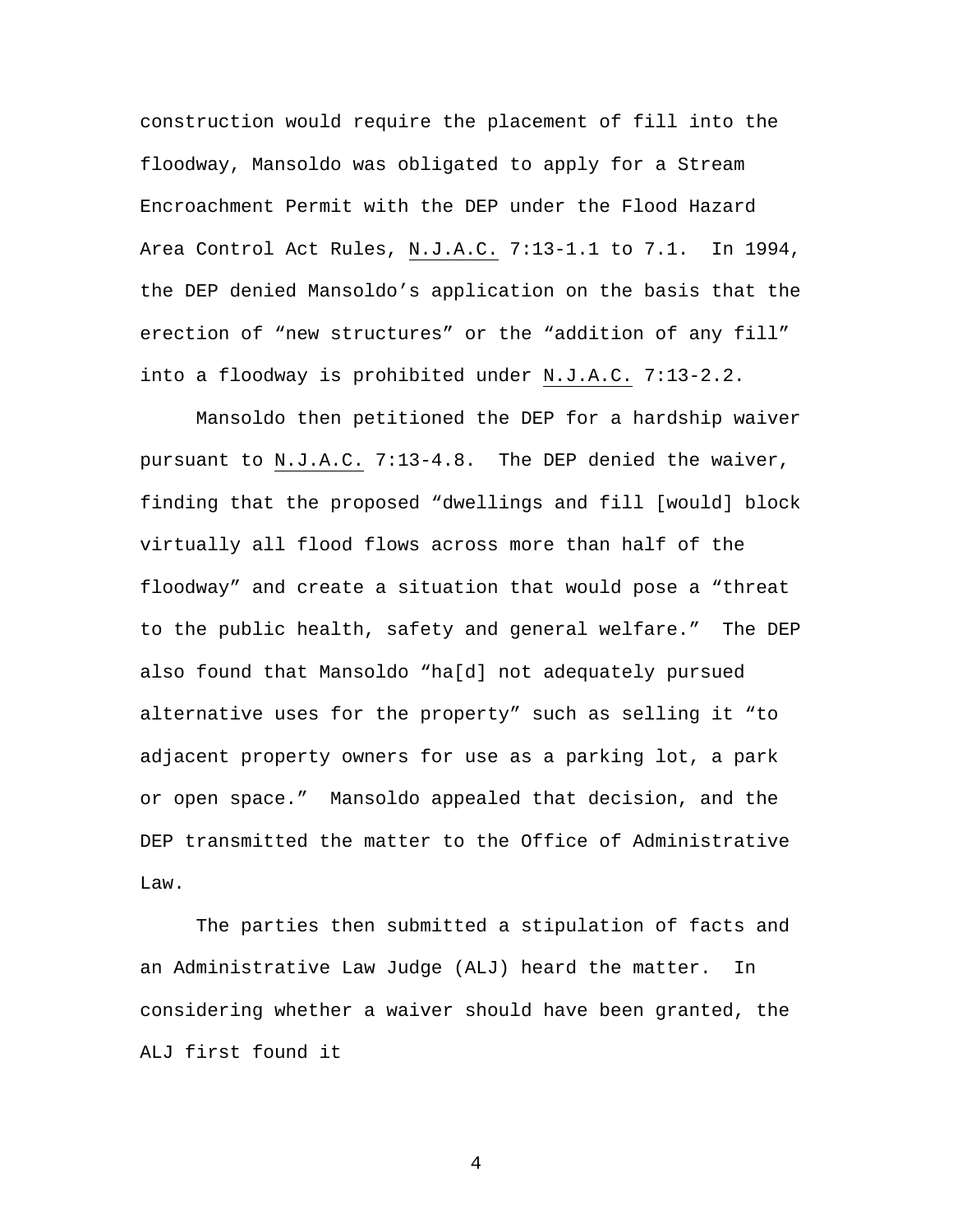construction would require the placement of fill into the floodway, Mansoldo was obligated to apply for a Stream Encroachment Permit with the DEP under the Flood Hazard Area Control Act Rules, N.J.A.C. 7:13-1.1 to 7.1. In 1994, the DEP denied Mansoldo's application on the basis that the erection of "new structures" or the "addition of any fill" into a floodway is prohibited under N.J.A.C. 7:13-2.2.

Mansoldo then petitioned the DEP for a hardship waiver pursuant to N.J.A.C. 7:13-4.8. The DEP denied the waiver, finding that the proposed "dwellings and fill [would] block virtually all flood flows across more than half of the floodway" and create a situation that would pose a "threat to the public health, safety and general welfare." The DEP also found that Mansoldo "ha[d] not adequately pursued alternative uses for the property" such as selling it "to adjacent property owners for use as a parking lot, a park or open space." Mansoldo appealed that decision, and the DEP transmitted the matter to the Office of Administrative Law.

The parties then submitted a stipulation of facts and an Administrative Law Judge (ALJ) heard the matter. In considering whether a waiver should have been granted, the ALJ first found it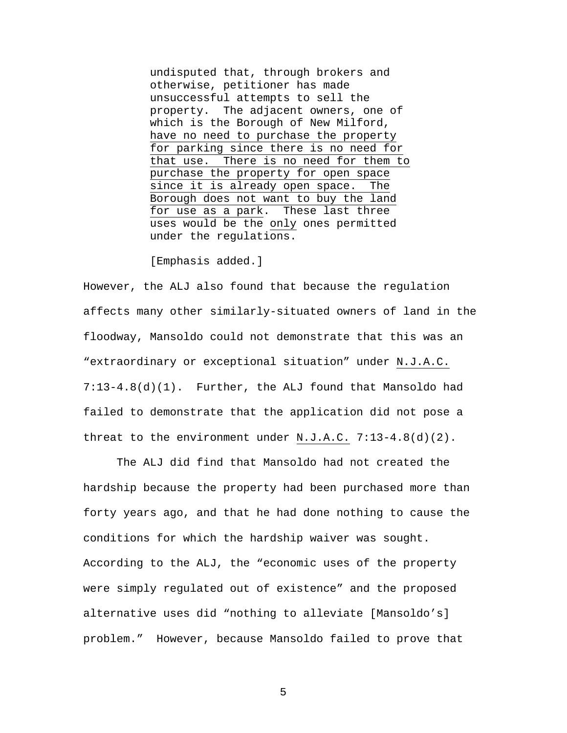> undisputed that, through brokers and otherwise, petitioner has made unsuccessful attempts to sell the property. The adjacent owners, one of which is the Borough of New Milford, <u>have no need to purchase the property for parking since there is no need for that use. There is no need for them to purchase the property for open space since it is already open space. The Borough does not want to buy the land for use as a park</u>. These last three uses would be the <u>only</u> ones permitted under the regulations.
>
> [Emphasis added.]

However, the ALJ also found that because the regulation affects many other similarly-situated owners of land in the floodway, Mansoldo could not demonstrate that this was an "extraordinary or exceptional situation" under <u>N.J.A.C.</u> 7:13-4.8(d)(1). Further, the ALJ found that Mansoldo had failed to demonstrate that the application did not pose a threat to the environment under <u>N.J.A.C.</u> 7:13-4.8(d)(2).

The ALJ did find that Mansoldo had not created the hardship because the property had been purchased more than forty years ago, and that he had done nothing to cause the conditions for which the hardship waiver was sought. According to the ALJ, the "economic uses of the property were simply regulated out of existence" and the proposed alternative uses did "nothing to alleviate [Mansoldo's] problem." However, because Mansoldo failed to prove that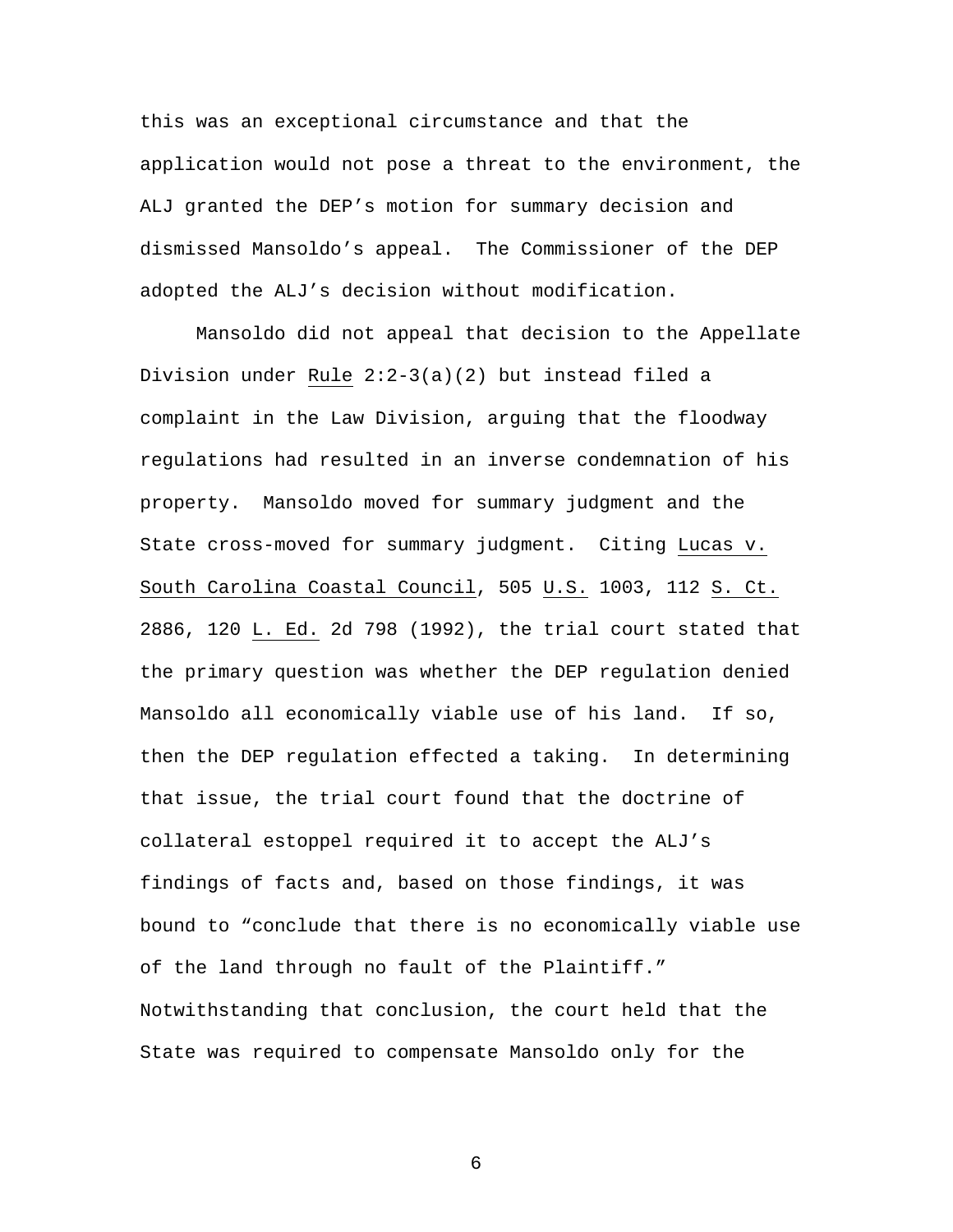this was an exceptional circumstance and that the application would not pose a threat to the environment, the ALJ granted the DEP's motion for summary decision and dismissed Mansoldo's appeal. The Commissioner of the DEP adopted the ALJ's decision without modification.

Mansoldo did not appeal that decision to the Appellate Division under Rule 2:2-3(a)(2) but instead filed a complaint in the Law Division, arguing that the floodway regulations had resulted in an inverse condemnation of his property. Mansoldo moved for summary judgment and the State cross-moved for summary judgment. Citing Lucas v. South Carolina Coastal Council, 505 U.S. 1003, 112 S. Ct. 2886, 120 L. Ed. 2d 798 (1992), the trial court stated that the primary question was whether the DEP regulation denied Mansoldo all economically viable use of his land. If so, then the DEP regulation effected a taking. In determining that issue, the trial court found that the doctrine of collateral estoppel required it to accept the ALJ's findings of facts and, based on those findings, it was bound to "conclude that there is no economically viable use of the land through no fault of the Plaintiff." Notwithstanding that conclusion, the court held that the State was required to compensate Mansoldo only for the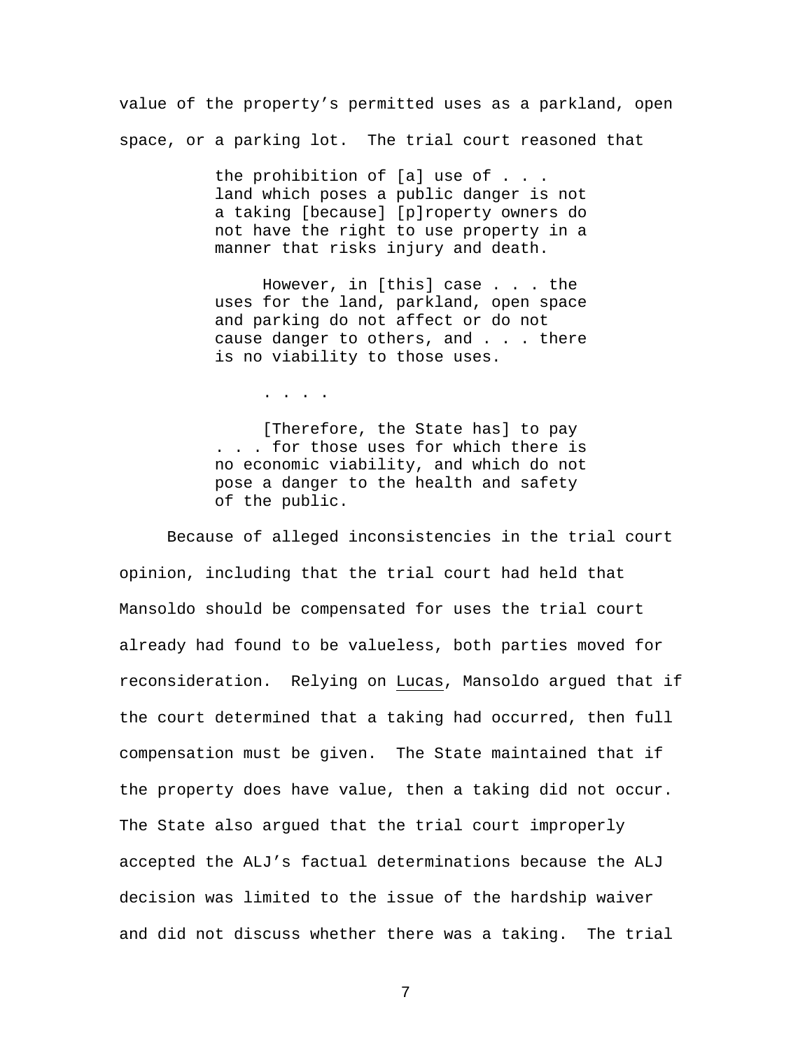value of the property's permitted uses as a parkland, open space, or a parking lot. The trial court reasoned that

> the prohibition of [a] use of . . . land which poses a public danger is not a taking [because] [p]roperty owners do not have the right to use property in a manner that risks injury and death.
>
> However, in [this] case . . . the uses for the land, parkland, open space and parking do not affect or do not cause danger to others, and . . . there is no viability to those uses.
>
> . . . .
>
> [Therefore, the State has] to pay . . . for those uses for which there is no economic viability, and which do not pose a danger to the health and safety of the public.

Because of alleged inconsistencies in the trial court opinion, including that the trial court had held that Mansoldo should be compensated for uses the trial court already had found to be valueless, both parties moved for reconsideration. Relying on Lucas, Mansoldo argued that if the court determined that a taking had occurred, then full compensation must be given. The State maintained that if the property does have value, then a taking did not occur. The State also argued that the trial court improperly accepted the ALJ's factual determinations because the ALJ decision was limited to the issue of the hardship waiver and did not discuss whether there was a taking. The trial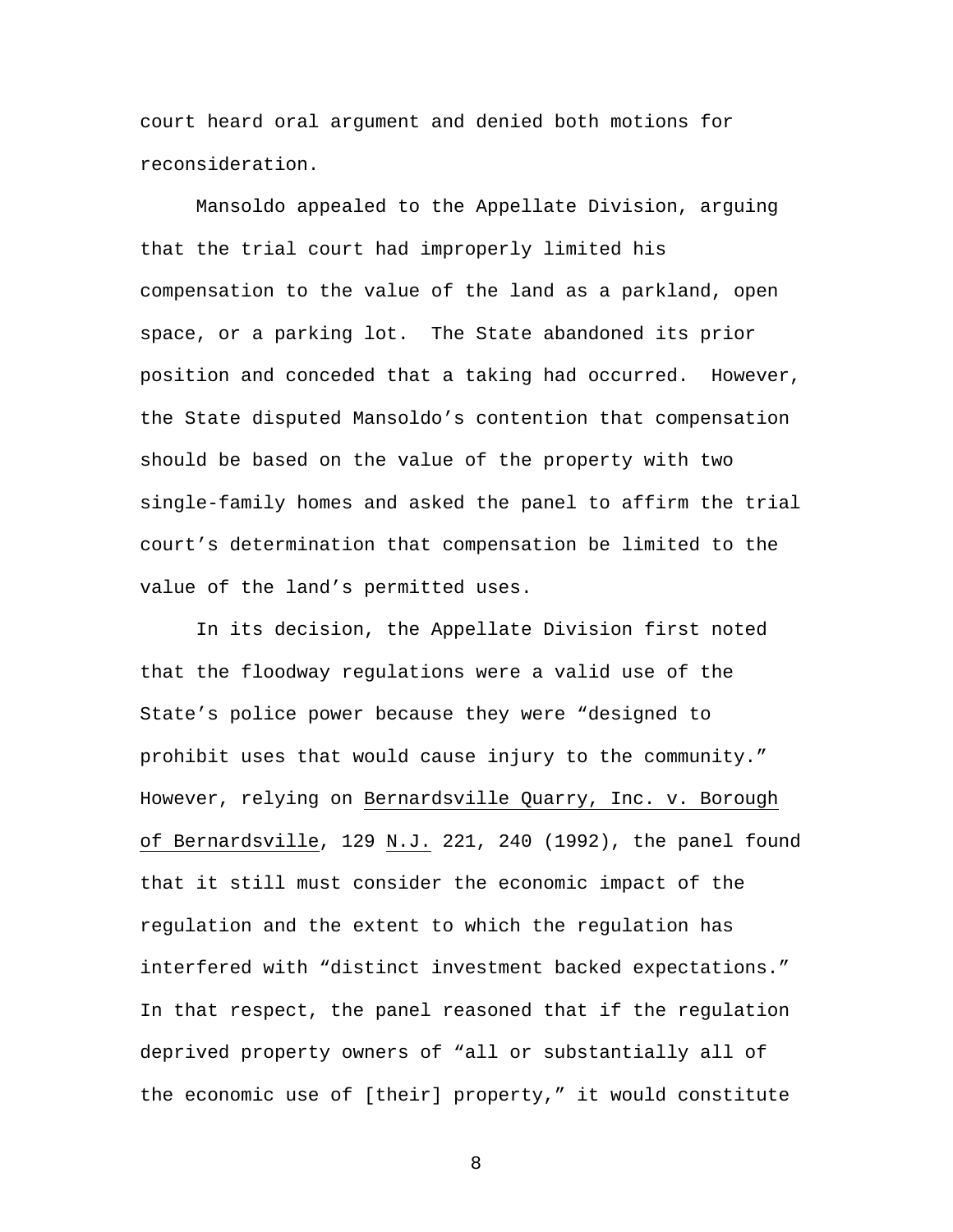court heard oral argument and denied both motions for reconsideration.

Mansoldo appealed to the Appellate Division, arguing that the trial court had improperly limited his compensation to the value of the land as a parkland, open space, or a parking lot. The State abandoned its prior position and conceded that a taking had occurred. However, the State disputed Mansoldo's contention that compensation should be based on the value of the property with two single-family homes and asked the panel to affirm the trial court's determination that compensation be limited to the value of the land's permitted uses.

In its decision, the Appellate Division first noted that the floodway regulations were a valid use of the State's police power because they were "designed to prohibit uses that would cause injury to the community." However, relying on Bernardsville Quarry, Inc. v. Borough of Bernardsville, 129 N.J. 221, 240 (1992), the panel found that it still must consider the economic impact of the regulation and the extent to which the regulation has interfered with "distinct investment backed expectations." In that respect, the panel reasoned that if the regulation deprived property owners of "all or substantially all of the economic use of [their] property," it would constitute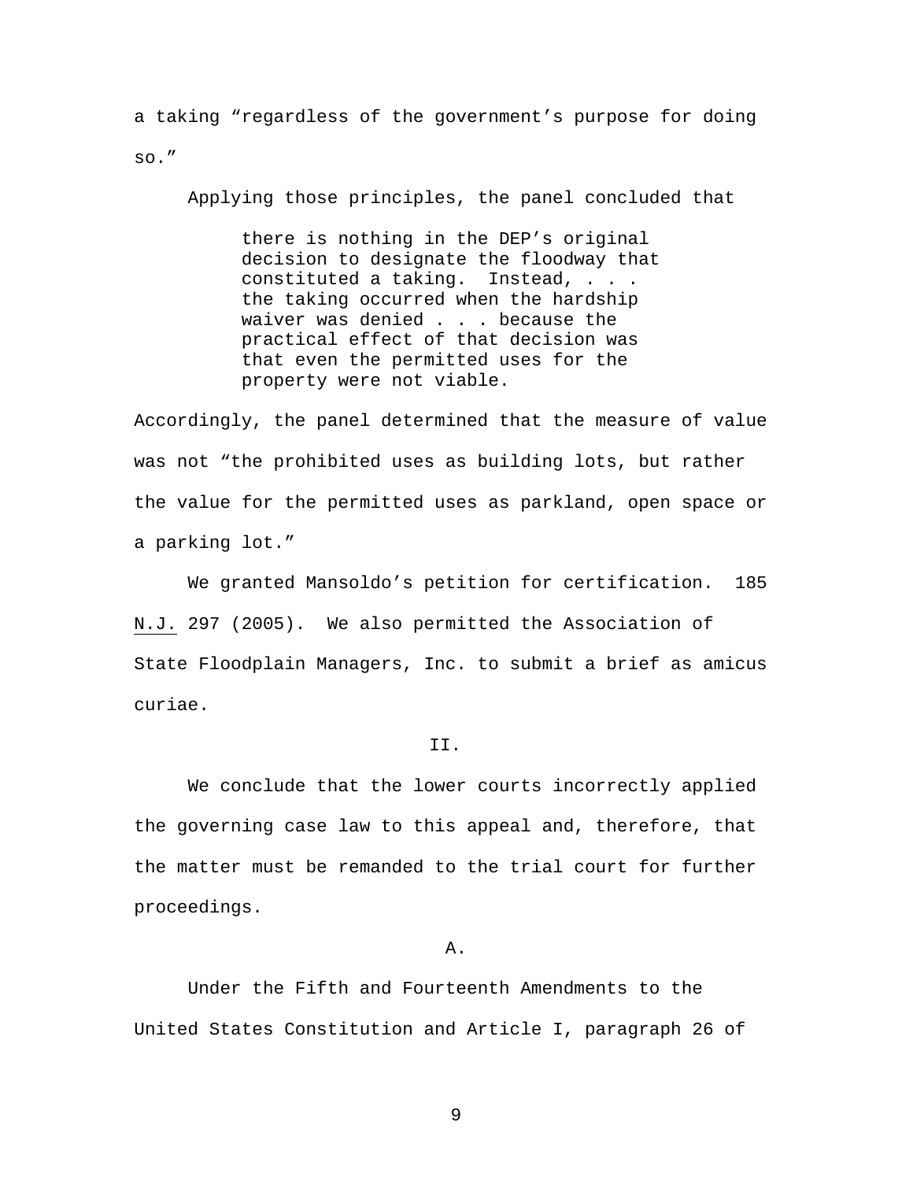a taking “regardless of the government’s purpose for doing so.”

Applying those principles, the panel concluded that

> there is nothing in the DEP’s original decision to designate the floodway that constituted a taking. Instead, . . . the taking occurred when the hardship waiver was denied . . . because the practical effect of that decision was that even the permitted uses for the property were not viable.

Accordingly, the panel determined that the measure of value was not “the prohibited uses as building lots, but rather the value for the permitted uses as parkland, open space or a parking lot.”

We granted Mansoldo’s petition for certification. 185 N.J. 297 (2005). We also permitted the Association of State Floodplain Managers, Inc. to submit a brief as amicus curiae.

## II.

We conclude that the lower courts incorrectly applied the governing case law to this appeal and, therefore, that the matter must be remanded to the trial court for further proceedings.

### A.

Under the Fifth and Fourteenth Amendments to the United States Constitution and Article I, paragraph 26 of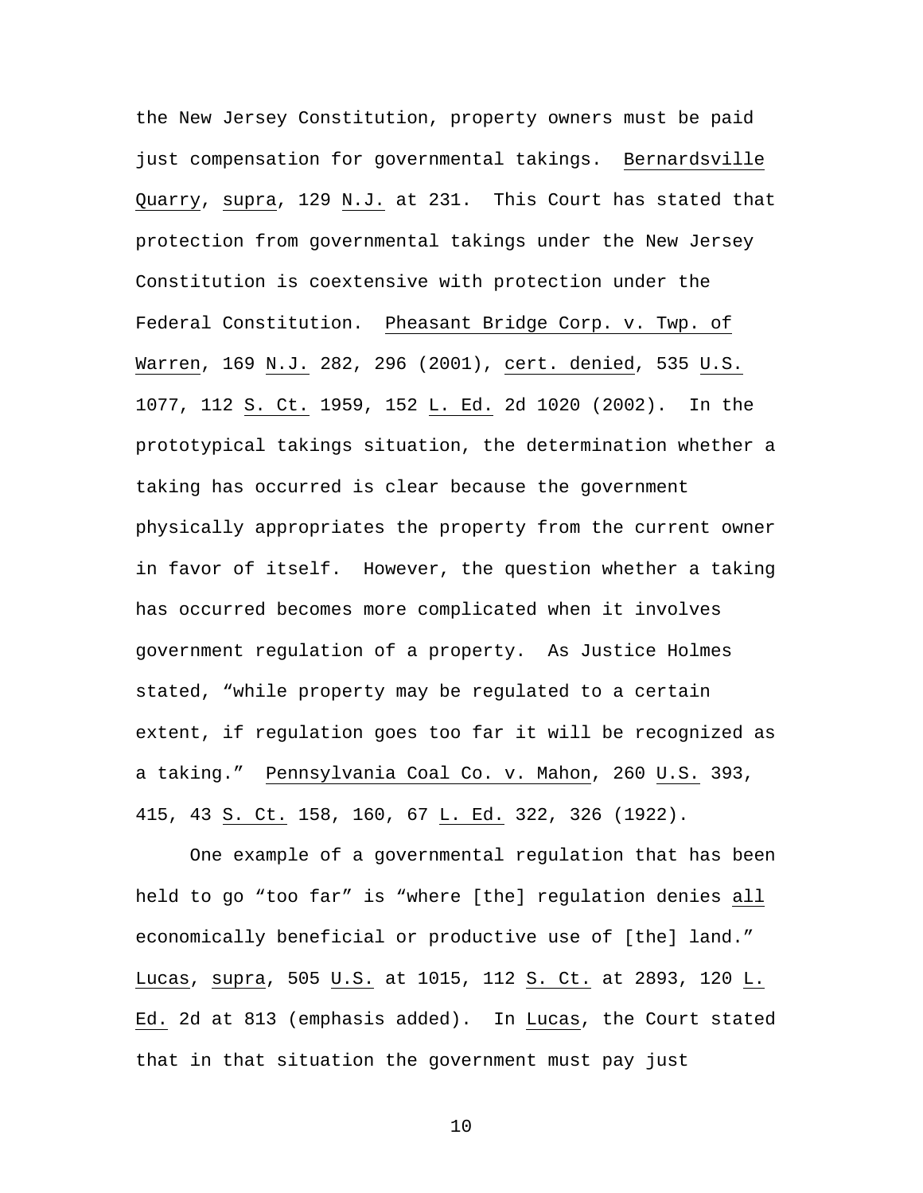the New Jersey Constitution, property owners must be paid just compensation for governmental takings. Bernardsville Quarry, supra, 129 N.J. at 231. This Court has stated that protection from governmental takings under the New Jersey Constitution is coextensive with protection under the Federal Constitution. Pheasant Bridge Corp. v. Twp. of Warren, 169 N.J. 282, 296 (2001), cert. denied, 535 U.S. 1077, 112 S. Ct. 1959, 152 L. Ed. 2d 1020 (2002). In the prototypical takings situation, the determination whether a taking has occurred is clear because the government physically appropriates the property from the current owner in favor of itself. However, the question whether a taking has occurred becomes more complicated when it involves government regulation of a property. As Justice Holmes stated, "while property may be regulated to a certain extent, if regulation goes too far it will be recognized as a taking." Pennsylvania Coal Co. v. Mahon, 260 U.S. 393, 415, 43 S. Ct. 158, 160, 67 L. Ed. 322, 326 (1922).

One example of a governmental regulation that has been held to go "too far" is "where [the] regulation denies all economically beneficial or productive use of [the] land." Lucas, supra, 505 U.S. at 1015, 112 S. Ct. at 2893, 120 L. Ed. 2d at 813 (emphasis added). In Lucas, the Court stated that in that situation the government must pay just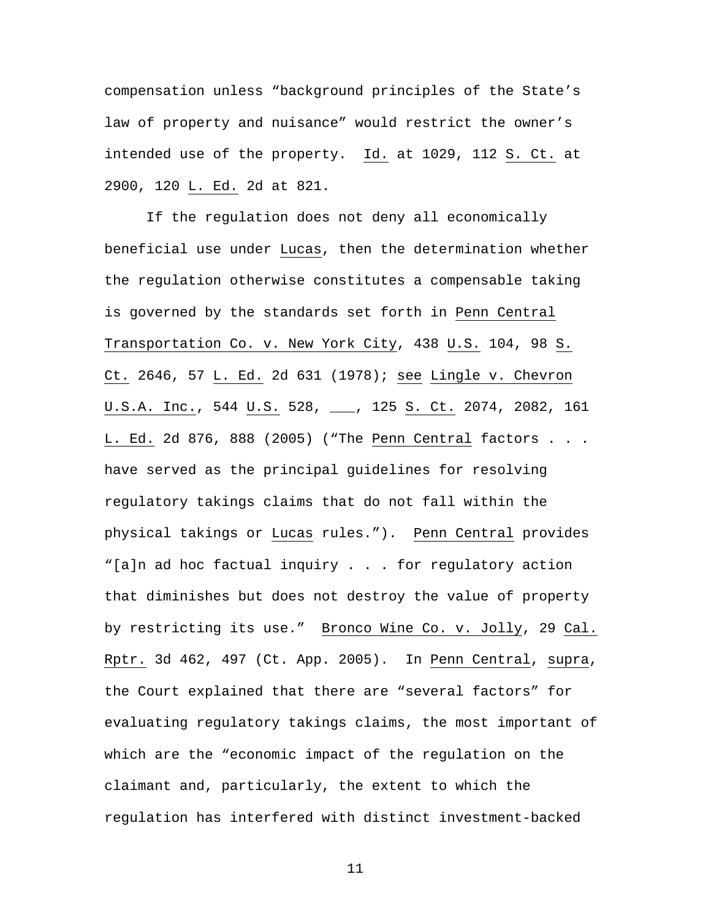compensation unless "background principles of the State's law of property and nuisance" would restrict the owner's intended use of the property. Id. at 1029, 112 S. Ct. at 2900, 120 L. Ed. 2d at 821.

If the regulation does not deny all economically beneficial use under Lucas, then the determination whether the regulation otherwise constitutes a compensable taking is governed by the standards set forth in Penn Central Transportation Co. v. New York City, 438 U.S. 104, 98 S. Ct. 2646, 57 L. Ed. 2d 631 (1978); see Lingle v. Chevron U.S.A. Inc., 544 U.S. 528, ___, 125 S. Ct. 2074, 2082, 161 L. Ed. 2d 876, 888 (2005) ("The Penn Central factors . . . have served as the principal guidelines for resolving regulatory takings claims that do not fall within the physical takings or Lucas rules."). Penn Central provides "[a]n ad hoc factual inquiry . . . for regulatory action that diminishes but does not destroy the value of property by restricting its use." Bronco Wine Co. v. Jolly, 29 Cal. Rptr. 3d 462, 497 (Ct. App. 2005). In Penn Central, supra, the Court explained that there are "several factors" for evaluating regulatory takings claims, the most important of which are the "economic impact of the regulation on the claimant and, particularly, the extent to which the regulation has interfered with distinct investment-backed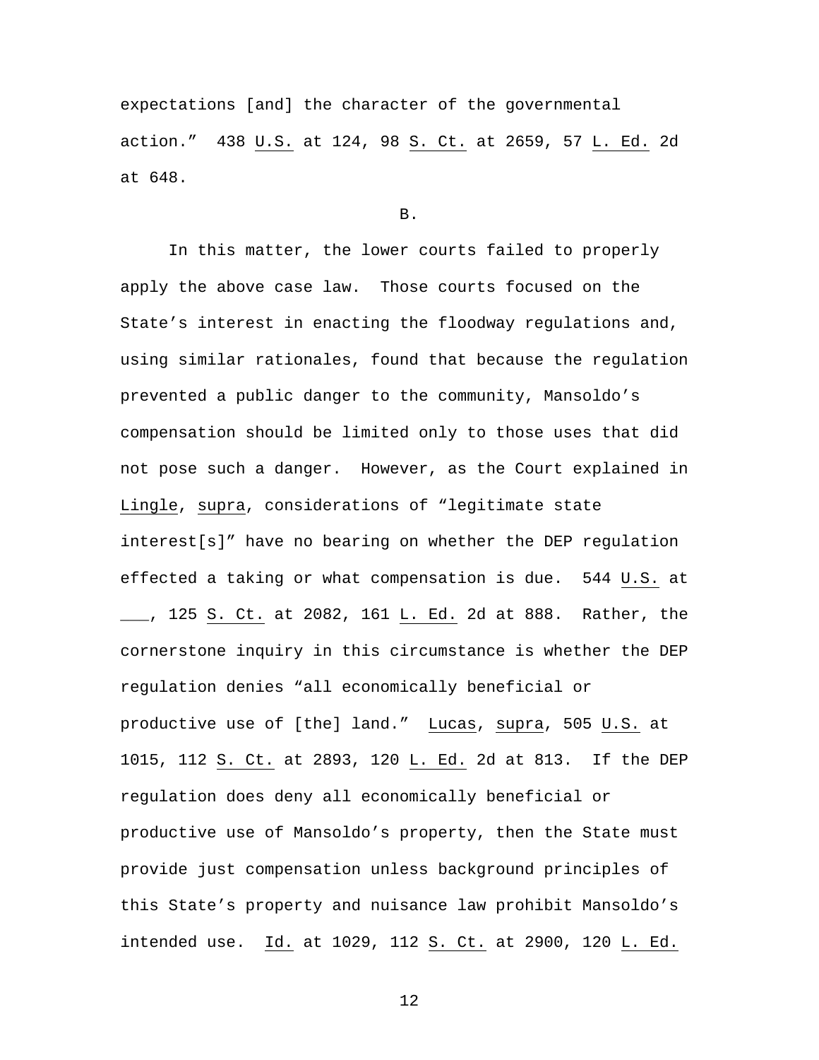expectations [and] the character of the governmental action." 438 U.S. at 124, 98 S. Ct. at 2659, 57 L. Ed. 2d at 648.

B.

In this matter, the lower courts failed to properly apply the above case law. Those courts focused on the State's interest in enacting the floodway regulations and, using similar rationales, found that because the regulation prevented a public danger to the community, Mansoldo's compensation should be limited only to those uses that did not pose such a danger. However, as the Court explained in Lingle, supra, considerations of "legitimate state interest[s]" have no bearing on whether the DEP regulation effected a taking or what compensation is due. 544 U.S. at ___, 125 S. Ct. at 2082, 161 L. Ed. 2d at 888. Rather, the cornerstone inquiry in this circumstance is whether the DEP regulation denies "all economically beneficial or productive use of [the] land." Lucas, supra, 505 U.S. at 1015, 112 S. Ct. at 2893, 120 L. Ed. 2d at 813. If the DEP regulation does deny all economically beneficial or productive use of Mansoldo's property, then the State must provide just compensation unless background principles of this State's property and nuisance law prohibit Mansoldo's intended use. Id. at 1029, 112 S. Ct. at 2900, 120 L. Ed.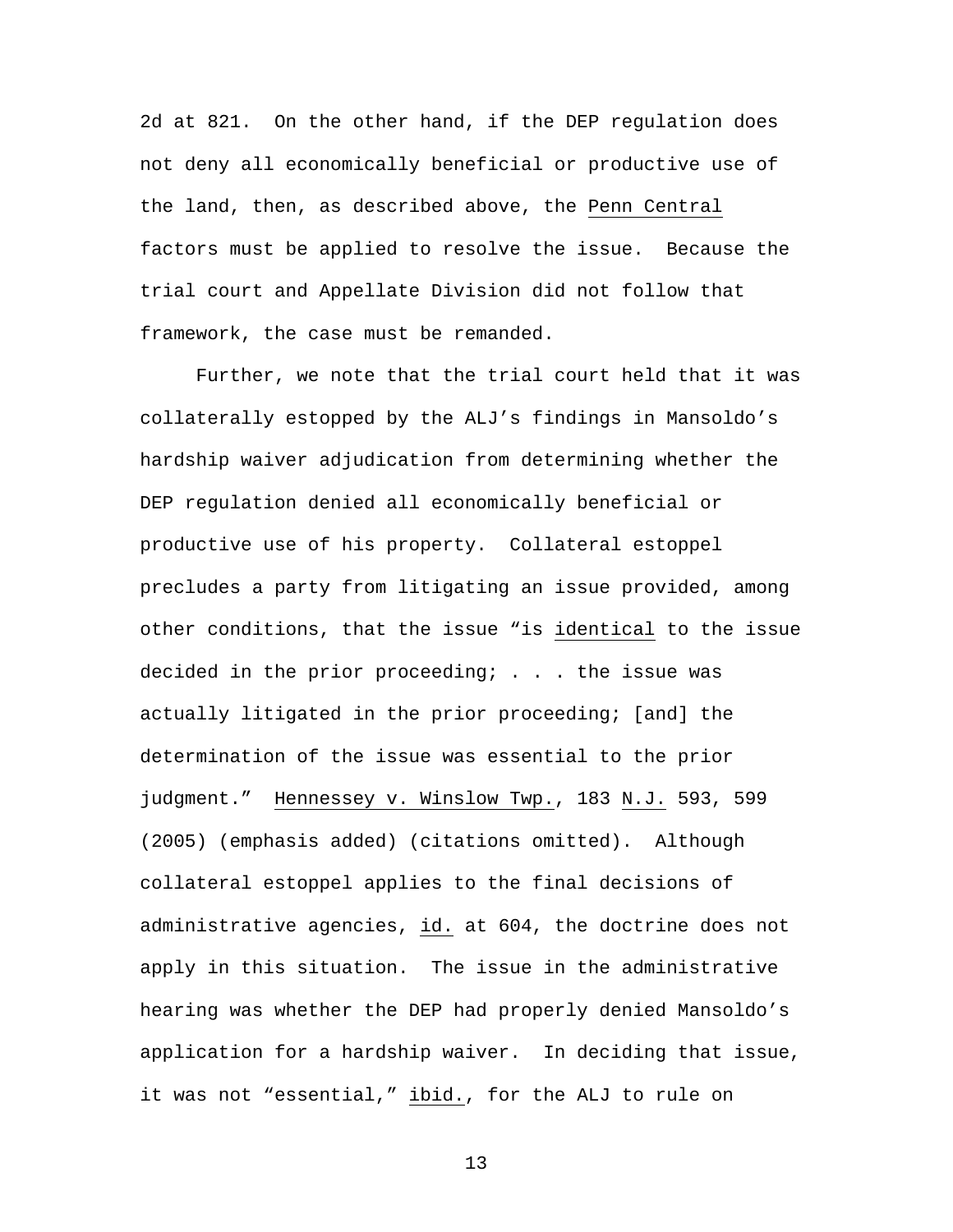2d at 821. On the other hand, if the DEP regulation does not deny all economically beneficial or productive use of the land, then, as described above, the Penn Central factors must be applied to resolve the issue. Because the trial court and Appellate Division did not follow that framework, the case must be remanded.

Further, we note that the trial court held that it was collaterally estopped by the ALJ's findings in Mansoldo's hardship waiver adjudication from determining whether the DEP regulation denied all economically beneficial or productive use of his property. Collateral estoppel precludes a party from litigating an issue provided, among other conditions, that the issue "is identical to the issue decided in the prior proceeding; . . . the issue was actually litigated in the prior proceeding; [and] the determination of the issue was essential to the prior judgment." Hennessey v. Winslow Twp., 183 N.J. 593, 599 (2005) (emphasis added) (citations omitted). Although collateral estoppel applies to the final decisions of administrative agencies, id. at 604, the doctrine does not apply in this situation. The issue in the administrative hearing was whether the DEP had properly denied Mansoldo's application for a hardship waiver. In deciding that issue, it was not "essential," ibid., for the ALJ to rule on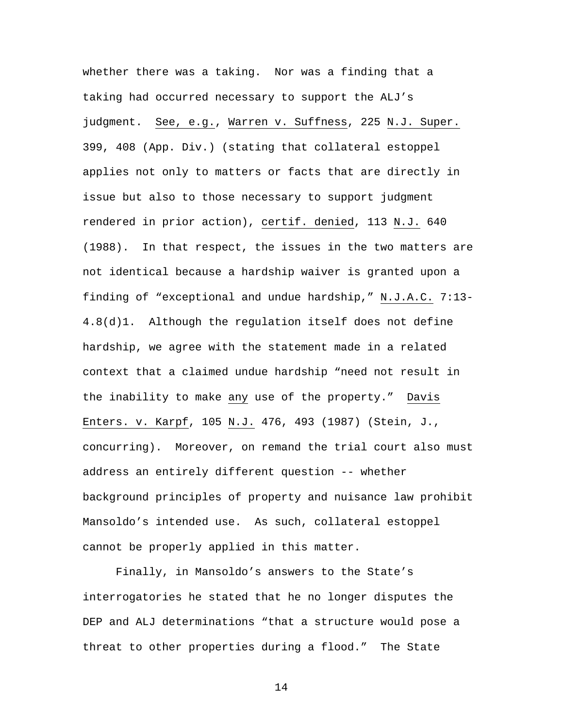whether there was a taking. Nor was a finding that a taking had occurred necessary to support the ALJ's judgment. See, e.g., Warren v. Suffness, 225 N.J. Super. 399, 408 (App. Div.) (stating that collateral estoppel applies not only to matters or facts that are directly in issue but also to those necessary to support judgment rendered in prior action), certif. denied, 113 N.J. 640 (1988). In that respect, the issues in the two matters are not identical because a hardship waiver is granted upon a finding of "exceptional and undue hardship," N.J.A.C. 7:13-4.8(d)1. Although the regulation itself does not define hardship, we agree with the statement made in a related context that a claimed undue hardship "need not result in the inability to make any use of the property." Davis Enters. v. Karpf, 105 N.J. 476, 493 (1987) (Stein, J., concurring). Moreover, on remand the trial court also must address an entirely different question -- whether background principles of property and nuisance law prohibit Mansoldo's intended use. As such, collateral estoppel cannot be properly applied in this matter.

Finally, in Mansoldo's answers to the State's interrogatories he stated that he no longer disputes the DEP and ALJ determinations "that a structure would pose a threat to other properties during a flood." The State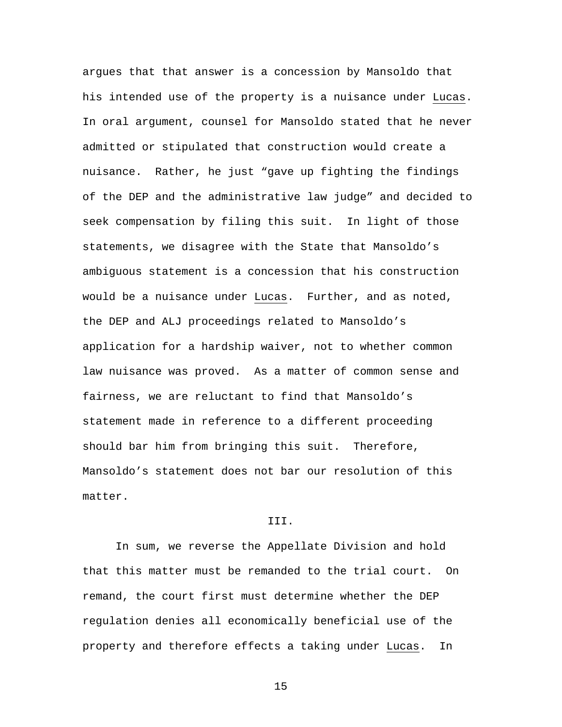argues that that answer is a concession by Mansoldo that his intended use of the property is a nuisance under Lucas. In oral argument, counsel for Mansoldo stated that he never admitted or stipulated that construction would create a nuisance. Rather, he just "gave up fighting the findings of the DEP and the administrative law judge" and decided to seek compensation by filing this suit. In light of those statements, we disagree with the State that Mansoldo's ambiguous statement is a concession that his construction would be a nuisance under Lucas. Further, and as noted, the DEP and ALJ proceedings related to Mansoldo's application for a hardship waiver, not to whether common law nuisance was proved. As a matter of common sense and fairness, we are reluctant to find that Mansoldo's statement made in reference to a different proceeding should bar him from bringing this suit. Therefore, Mansoldo's statement does not bar our resolution of this matter.

## III.

In sum, we reverse the Appellate Division and hold that this matter must be remanded to the trial court. On remand, the court first must determine whether the DEP regulation denies all economically beneficial use of the property and therefore effects a taking under Lucas. In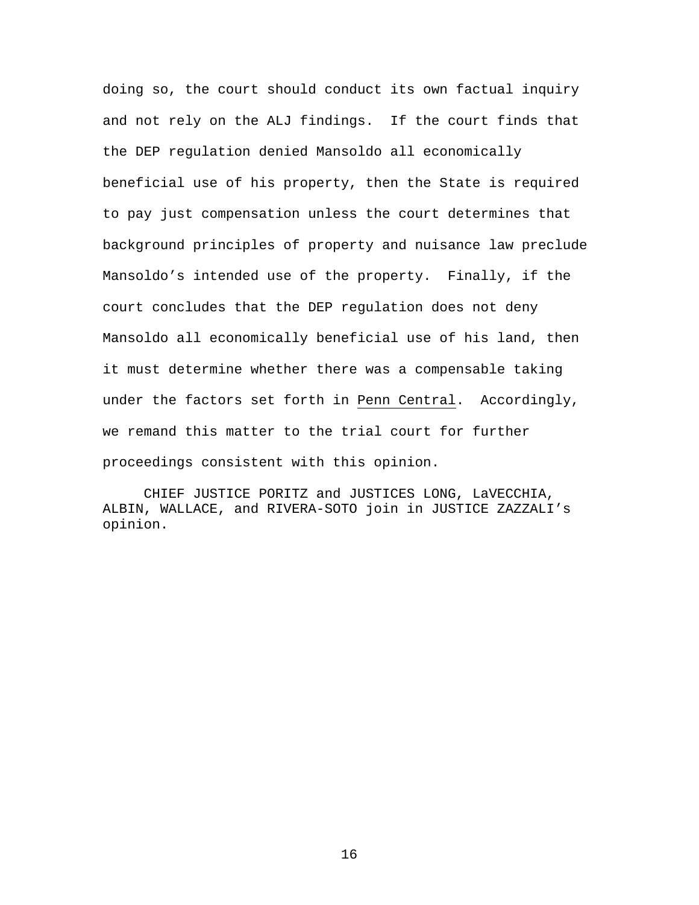doing so, the court should conduct its own factual inquiry and not rely on the ALJ findings. If the court finds that the DEP regulation denied Mansoldo all economically beneficial use of his property, then the State is required to pay just compensation unless the court determines that background principles of property and nuisance law preclude Mansoldo's intended use of the property. Finally, if the court concludes that the DEP regulation does not deny Mansoldo all economically beneficial use of his land, then it must determine whether there was a compensable taking under the factors set forth in Penn Central. Accordingly, we remand this matter to the trial court for further proceedings consistent with this opinion.

CHIEF JUSTICE PORITZ and JUSTICES LONG, LaVECCHIA, ALBIN, WALLACE, and RIVERA-SOTO join in JUSTICE ZAZZALI's opinion.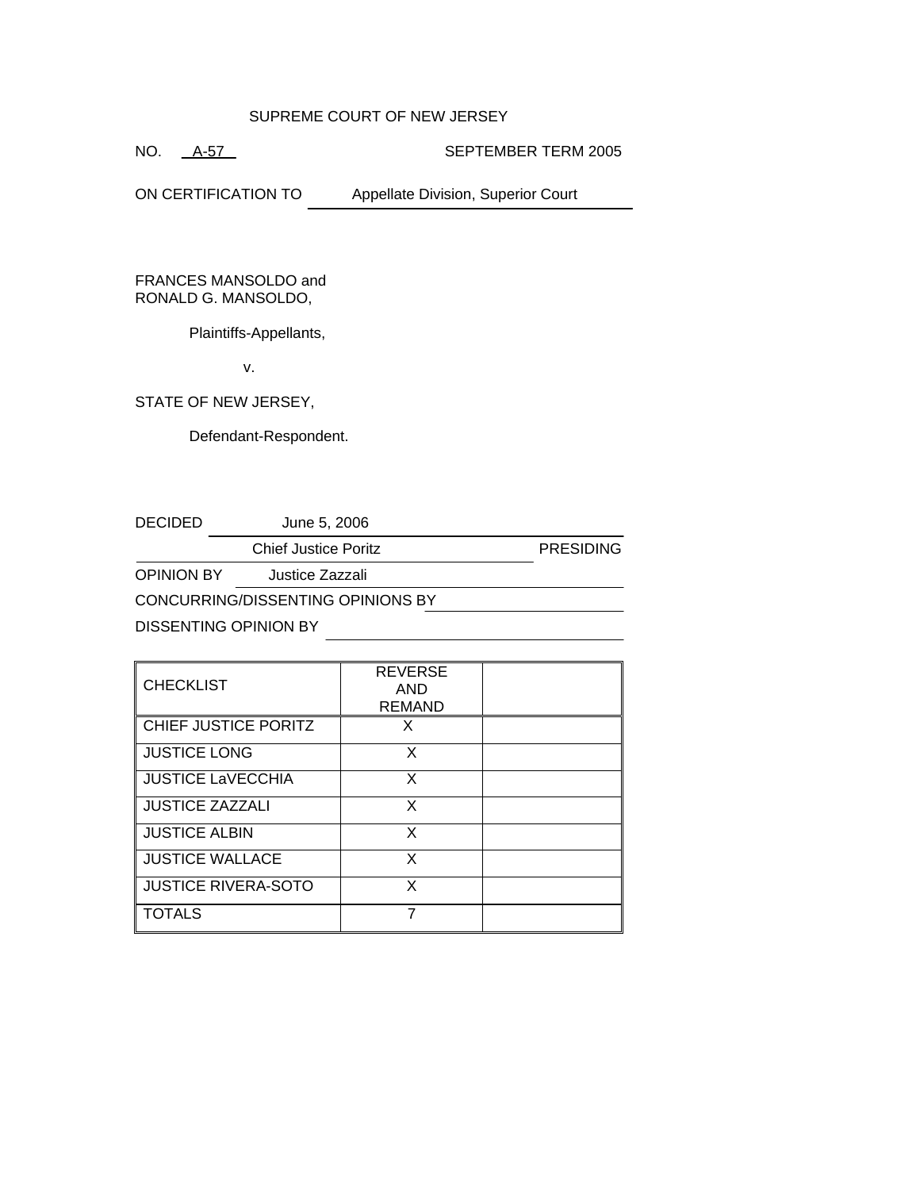SUPREME COURT OF NEW JERSEY

NO. A-57 SEPTEMBER TERM 2005

ON CERTIFICATION TO Appellate Division, Superior Court

FRANCES MANSOLDO and
RONALD G. MANSOLDO,

Plaintiffs-Appellants,

v.

STATE OF NEW JERSEY,

Defendant-Respondent.

DECIDED June 5, 2006

Chief Justice Poritz PRESIDING

OPINION BY Justice Zazzali

CONCURRING/DISSENTING OPINIONS BY

DISSENTING OPINION BY

| CHECKLIST | REVERSE AND REMAND | |
|---|---|---|
| CHIEF JUSTICE PORITZ | X | |
| JUSTICE LONG | X | |
| JUSTICE LaVECCHIA | X | |
| JUSTICE ZAZZALI | X | |
| JUSTICE ALBIN | X | |
| JUSTICE WALLACE | X | |
| JUSTICE RIVERA-SOTO | X | |
| TOTALS | 7 | |